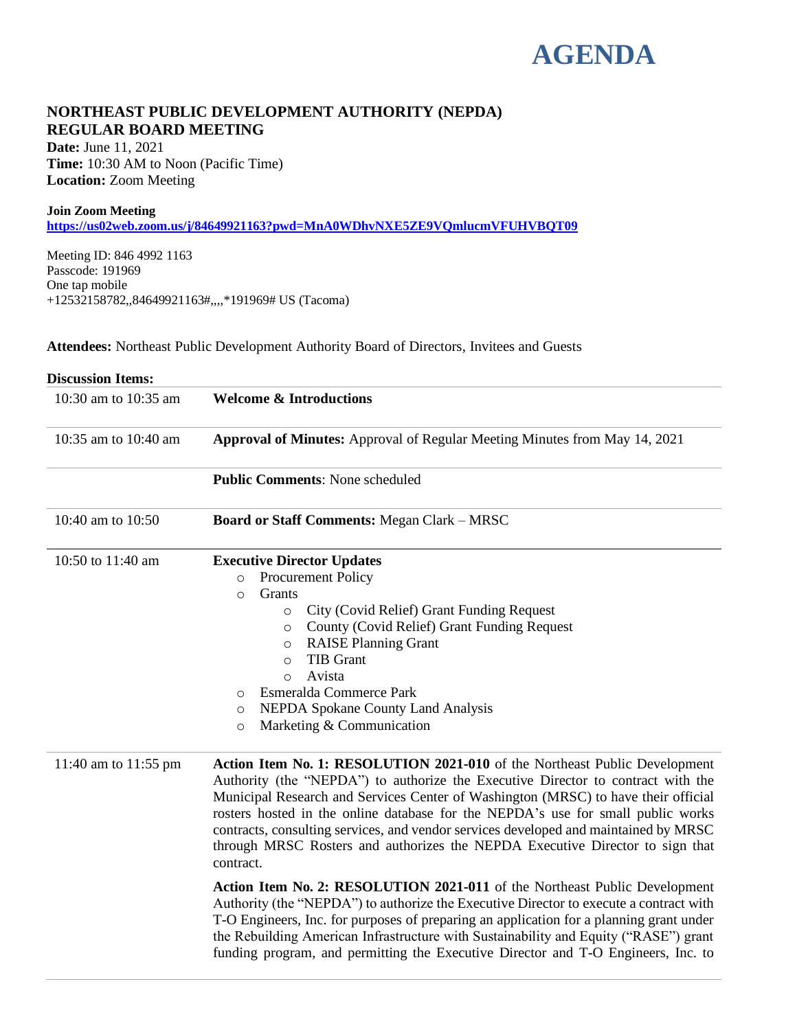# AGENDA

## NORTHEAST PUBLIC DEVELOPMENT AUTHORITY (NEPDA) REGULAR BOARD MEETING

**Date:** June 11, 2021
**Time:** 10:30 AM to Noon (Pacific Time)
**Location:** Zoom Meeting

**Join Zoom Meeting**
**https://us02web.zoom.us/j/84649921163?pwd=MnA0WDhvNXE5ZE9VQmlucmVFUHVBQT09**

Meeting ID: 846 4992 1163
Passcode: 191969
One tap mobile
+12532158782,,84649921163#,,,,*191969# US (Tacoma)

**Attendees:** Northeast Public Development Authority Board of Directors, Invitees and Guests

**Discussion Items:**

| | |
|---|---|
| 10:30 am to 10:35 am | **Welcome & Introductions** |
| 10:35 am to 10:40 am | **Approval of Minutes:** Approval of Regular Meeting Minutes from May 14, 2021 |
| | **Public Comments**: None scheduled |
| 10:40 am to 10:50 | **Board or Staff Comments:** Megan Clark – MRSC |
| 10:50 to 11:40 am | **Executive Director Updates**<br>○ Procurement Policy<br>○ Grants<br>&nbsp;&nbsp;&nbsp;&nbsp;○ City (Covid Relief) Grant Funding Request<br>&nbsp;&nbsp;&nbsp;&nbsp;○ County (Covid Relief) Grant Funding Request<br>&nbsp;&nbsp;&nbsp;&nbsp;○ RAISE Planning Grant<br>&nbsp;&nbsp;&nbsp;&nbsp;○ TIB Grant<br>&nbsp;&nbsp;&nbsp;&nbsp;○ Avista<br>○ Esmeralda Commerce Park<br>○ NEPDA Spokane County Land Analysis<br>○ Marketing & Communication |
| 11:40 am to 11:55 pm | **Action Item No. 1: RESOLUTION 2021-010** of the Northeast Public Development Authority (the "NEPDA") to authorize the Executive Director to contract with the Municipal Research and Services Center of Washington (MRSC) to have their official rosters hosted in the online database for the NEPDA's use for small public works contracts, consulting services, and vendor services developed and maintained by MRSC through MRSC Rosters and authorizes the NEPDA Executive Director to sign that contract.<br><br>**Action Item No. 2: RESOLUTION 2021-011** of the Northeast Public Development Authority (the "NEPDA") to authorize the Executive Director to execute a contract with T-O Engineers, Inc. for purposes of preparing an application for a planning grant under the Rebuilding American Infrastructure with Sustainability and Equity ("RASE") grant funding program, and permitting the Executive Director and T-O Engineers, Inc. to |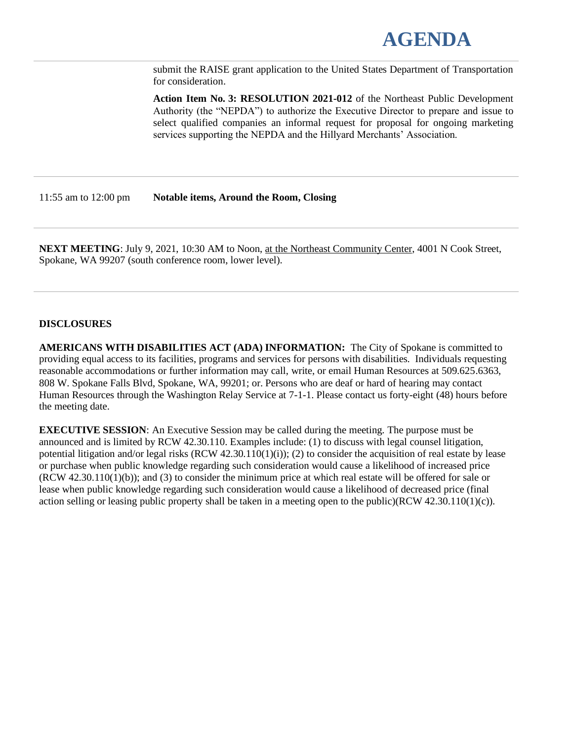submit the RAISE grant application to the United States Department of Transportation for consideration.

**Action Item No. 3: RESOLUTION 2021-012** of the Northeast Public Development Authority (the "NEPDA") to authorize the Executive Director to prepare and issue to select qualified companies an informal request for proposal for ongoing marketing services supporting the NEPDA and the Hillyard Merchants' Association.

11:55 am to 12:00 pm **Notable items, Around the Room, Closing**

**NEXT MEETING**: July 9, 2021, 10:30 AM to Noon, at the Northeast Community Center, 4001 N Cook Street, Spokane, WA 99207 (south conference room, lower level).

**DISCLOSURES**

**AMERICANS WITH DISABILITIES ACT (ADA) INFORMATION:** The City of Spokane is committed to providing equal access to its facilities, programs and services for persons with disabilities. Individuals requesting reasonable accommodations or further information may call, write, or email Human Resources at 509.625.6363, 808 W. Spokane Falls Blvd, Spokane, WA, 99201; or. Persons who are deaf or hard of hearing may contact Human Resources through the Washington Relay Service at 7-1-1. Please contact us forty-eight (48) hours before the meeting date.

**EXECUTIVE SESSION**: An Executive Session may be called during the meeting. The purpose must be announced and is limited by RCW 42.30.110. Examples include: (1) to discuss with legal counsel litigation, potential litigation and/or legal risks (RCW 42.30.110(1)(i)); (2) to consider the acquisition of real estate by lease or purchase when public knowledge regarding such consideration would cause a likelihood of increased price (RCW 42.30.110(1)(b)); and (3) to consider the minimum price at which real estate will be offered for sale or lease when public knowledge regarding such consideration would cause a likelihood of decreased price (final action selling or leasing public property shall be taken in a meeting open to the public)(RCW 42.30.110(1)(c)).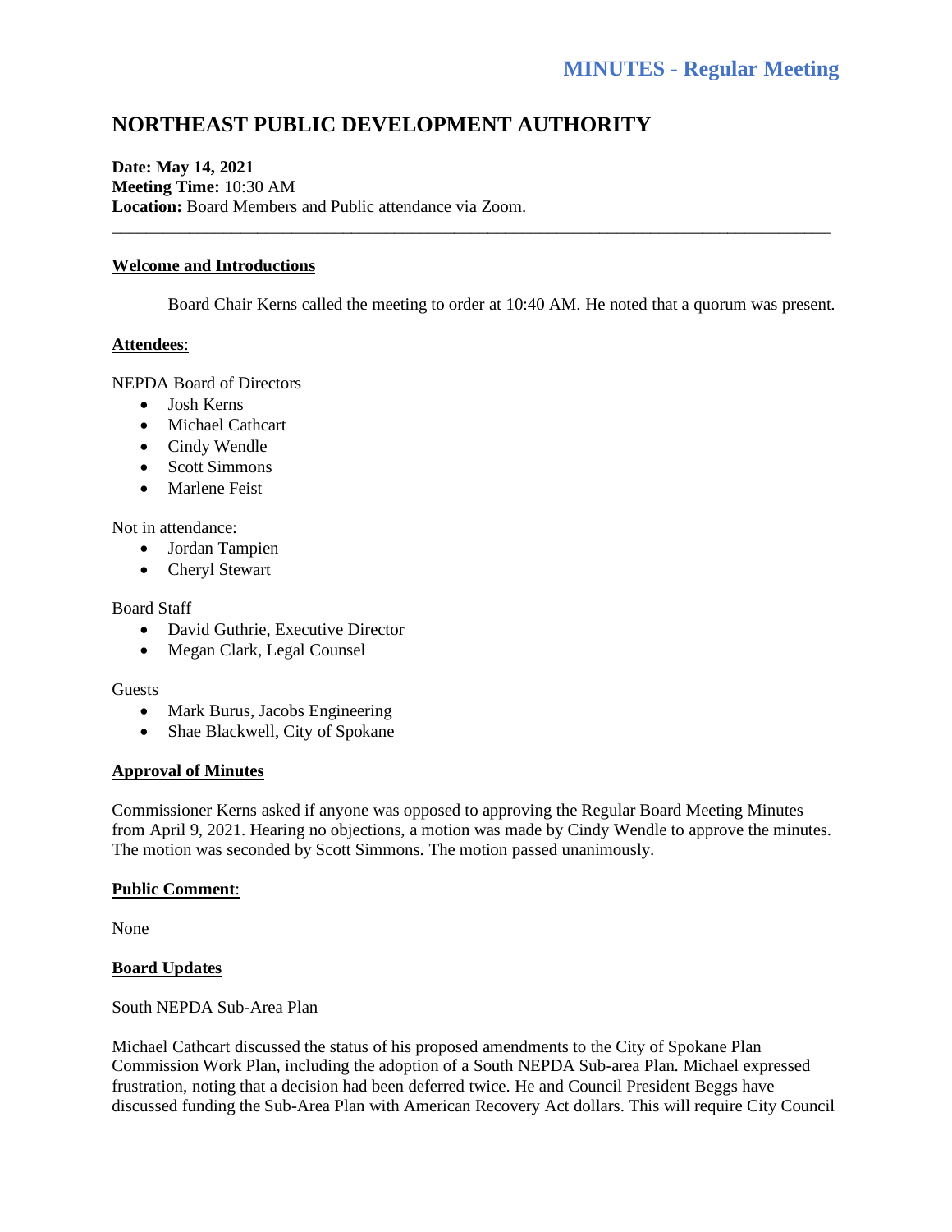**MINUTES - Regular Meeting**

# NORTHEAST PUBLIC DEVELOPMENT AUTHORITY

**Date: May 14, 2021**
**Meeting Time:** 10:30 AM
**Location:** Board Members and Public attendance via Zoom.

---

## Welcome and Introductions

Board Chair Kerns called the meeting to order at 10:40 AM. He noted that a quorum was present.

## Attendees:

NEPDA Board of Directors

- Josh Kerns
- Michael Cathcart
- Cindy Wendle
- Scott Simmons
- Marlene Feist

Not in attendance:

- Jordan Tampien
- Cheryl Stewart

Board Staff

- David Guthrie, Executive Director
- Megan Clark, Legal Counsel

Guests

- Mark Burus, Jacobs Engineering
- Shae Blackwell, City of Spokane

## Approval of Minutes

Commissioner Kerns asked if anyone was opposed to approving the Regular Board Meeting Minutes from April 9, 2021. Hearing no objections, a motion was made by Cindy Wendle to approve the minutes. The motion was seconded by Scott Simmons. The motion passed unanimously.

## Public Comment:

None

## Board Updates

South NEPDA Sub-Area Plan

Michael Cathcart discussed the status of his proposed amendments to the City of Spokane Plan Commission Work Plan, including the adoption of a South NEPDA Sub-area Plan. Michael expressed frustration, noting that a decision had been deferred twice. He and Council President Beggs have discussed funding the Sub-Area Plan with American Recovery Act dollars. This will require City Council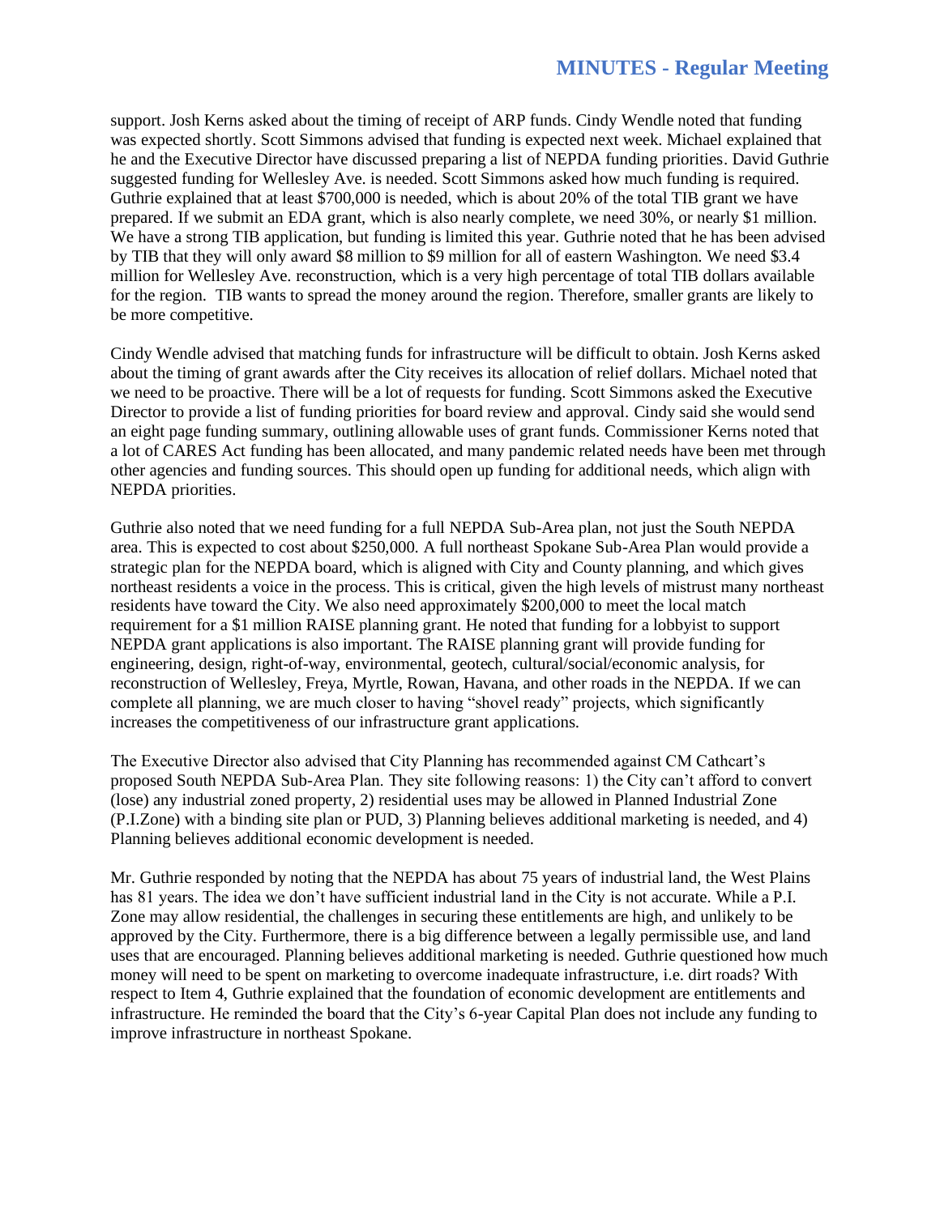support. Josh Kerns asked about the timing of receipt of ARP funds. Cindy Wendle noted that funding was expected shortly. Scott Simmons advised that funding is expected next week. Michael explained that he and the Executive Director have discussed preparing a list of NEPDA funding priorities. David Guthrie suggested funding for Wellesley Ave. is needed. Scott Simmons asked how much funding is required. Guthrie explained that at least $700,000 is needed, which is about 20% of the total TIB grant we have prepared. If we submit an EDA grant, which is also nearly complete, we need 30%, or nearly $1 million. We have a strong TIB application, but funding is limited this year. Guthrie noted that he has been advised by TIB that they will only award $8 million to $9 million for all of eastern Washington. We need $3.4 million for Wellesley Ave. reconstruction, which is a very high percentage of total TIB dollars available for the region. TIB wants to spread the money around the region. Therefore, smaller grants are likely to be more competitive.

Cindy Wendle advised that matching funds for infrastructure will be difficult to obtain. Josh Kerns asked about the timing of grant awards after the City receives its allocation of relief dollars. Michael noted that we need to be proactive. There will be a lot of requests for funding. Scott Simmons asked the Executive Director to provide a list of funding priorities for board review and approval. Cindy said she would send an eight page funding summary, outlining allowable uses of grant funds. Commissioner Kerns noted that a lot of CARES Act funding has been allocated, and many pandemic related needs have been met through other agencies and funding sources. This should open up funding for additional needs, which align with NEPDA priorities.

Guthrie also noted that we need funding for a full NEPDA Sub-Area plan, not just the South NEPDA area. This is expected to cost about $250,000. A full northeast Spokane Sub-Area Plan would provide a strategic plan for the NEPDA board, which is aligned with City and County planning, and which gives northeast residents a voice in the process. This is critical, given the high levels of mistrust many northeast residents have toward the City. We also need approximately $200,000 to meet the local match requirement for a $1 million RAISE planning grant. He noted that funding for a lobbyist to support NEPDA grant applications is also important. The RAISE planning grant will provide funding for engineering, design, right-of-way, environmental, geotech, cultural/social/economic analysis, for reconstruction of Wellesley, Freya, Myrtle, Rowan, Havana, and other roads in the NEPDA. If we can complete all planning, we are much closer to having "shovel ready" projects, which significantly increases the competitiveness of our infrastructure grant applications.

The Executive Director also advised that City Planning has recommended against CM Cathcart's proposed South NEPDA Sub-Area Plan. They site following reasons: 1) the City can't afford to convert (lose) any industrial zoned property, 2) residential uses may be allowed in Planned Industrial Zone (P.I.Zone) with a binding site plan or PUD, 3) Planning believes additional marketing is needed, and 4) Planning believes additional economic development is needed.

Mr. Guthrie responded by noting that the NEPDA has about 75 years of industrial land, the West Plains has 81 years. The idea we don't have sufficient industrial land in the City is not accurate. While a P.I. Zone may allow residential, the challenges in securing these entitlements are high, and unlikely to be approved by the City. Furthermore, there is a big difference between a legally permissible use, and land uses that are encouraged. Planning believes additional marketing is needed. Guthrie questioned how much money will need to be spent on marketing to overcome inadequate infrastructure, i.e. dirt roads? With respect to Item 4, Guthrie explained that the foundation of economic development are entitlements and infrastructure. He reminded the board that the City's 6-year Capital Plan does not include any funding to improve infrastructure in northeast Spokane.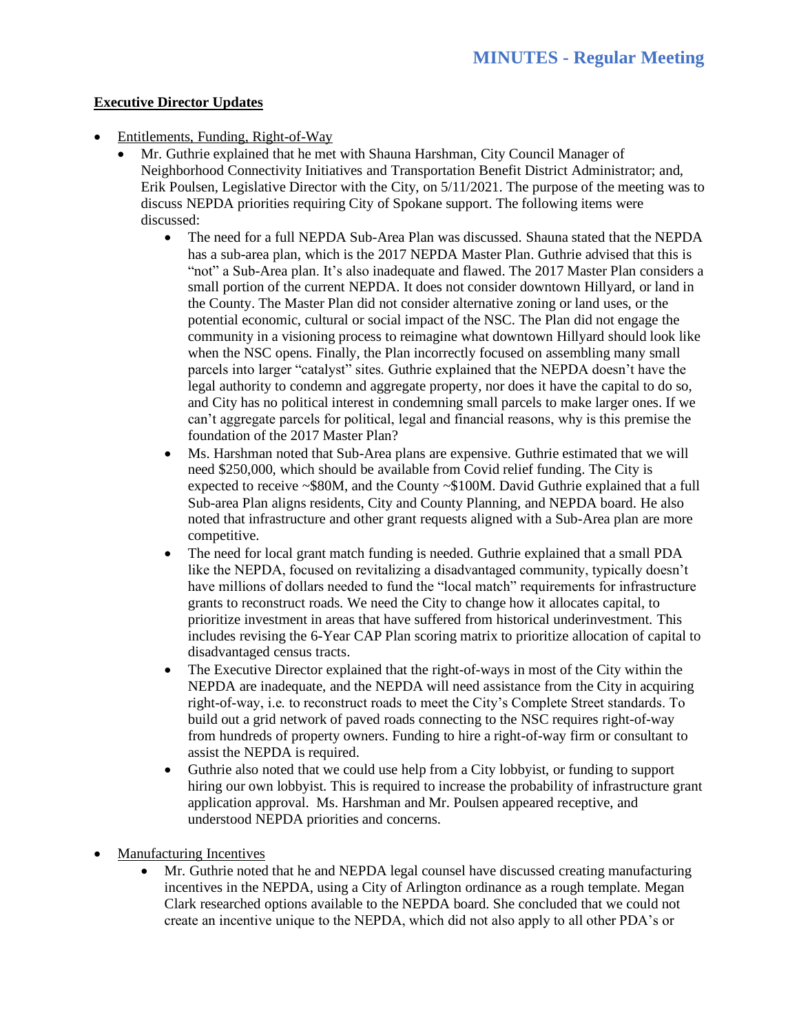**Executive Director Updates**

- Entitlements, Funding, Right-of-Way
    - Mr. Guthrie explained that he met with Shauna Harshman, City Council Manager of Neighborhood Connectivity Initiatives and Transportation Benefit District Administrator; and, Erik Poulsen, Legislative Director with the City, on 5/11/2021. The purpose of the meeting was to discuss NEPDA priorities requiring City of Spokane support. The following items were discussed:
        - The need for a full NEPDA Sub-Area Plan was discussed. Shauna stated that the NEPDA has a sub-area plan, which is the 2017 NEPDA Master Plan. Guthrie advised that this is "not" a Sub-Area plan. It's also inadequate and flawed. The 2017 Master Plan considers a small portion of the current NEPDA. It does not consider downtown Hillyard, or land in the County. The Master Plan did not consider alternative zoning or land uses, or the potential economic, cultural or social impact of the NSC. The Plan did not engage the community in a visioning process to reimagine what downtown Hillyard should look like when the NSC opens. Finally, the Plan incorrectly focused on assembling many small parcels into larger "catalyst" sites. Guthrie explained that the NEPDA doesn't have the legal authority to condemn and aggregate property, nor does it have the capital to do so, and City has no political interest in condemning small parcels to make larger ones. If we can't aggregate parcels for political, legal and financial reasons, why is this premise the foundation of the 2017 Master Plan?
        - Ms. Harshman noted that Sub-Area plans are expensive. Guthrie estimated that we will need $250,000, which should be available from Covid relief funding. The City is expected to receive ~$80M, and the County ~$100M. David Guthrie explained that a full Sub-area Plan aligns residents, City and County Planning, and NEPDA board. He also noted that infrastructure and other grant requests aligned with a Sub-Area plan are more competitive.
        - The need for local grant match funding is needed. Guthrie explained that a small PDA like the NEPDA, focused on revitalizing a disadvantaged community, typically doesn't have millions of dollars needed to fund the "local match" requirements for infrastructure grants to reconstruct roads. We need the City to change how it allocates capital, to prioritize investment in areas that have suffered from historical underinvestment. This includes revising the 6-Year CAP Plan scoring matrix to prioritize allocation of capital to disadvantaged census tracts.
        - The Executive Director explained that the right-of-ways in most of the City within the NEPDA are inadequate, and the NEPDA will need assistance from the City in acquiring right-of-way, i.e. to reconstruct roads to meet the City's Complete Street standards. To build out a grid network of paved roads connecting to the NSC requires right-of-way from hundreds of property owners. Funding to hire a right-of-way firm or consultant to assist the NEPDA is required.
        - Guthrie also noted that we could use help from a City lobbyist, or funding to support hiring our own lobbyist. This is required to increase the probability of infrastructure grant application approval. Ms. Harshman and Mr. Poulsen appeared receptive, and understood NEPDA priorities and concerns.

- Manufacturing Incentives
    - Mr. Guthrie noted that he and NEPDA legal counsel have discussed creating manufacturing incentives in the NEPDA, using a City of Arlington ordinance as a rough template. Megan Clark researched options available to the NEPDA board. She concluded that we could not create an incentive unique to the NEPDA, which did not also apply to all other PDA's or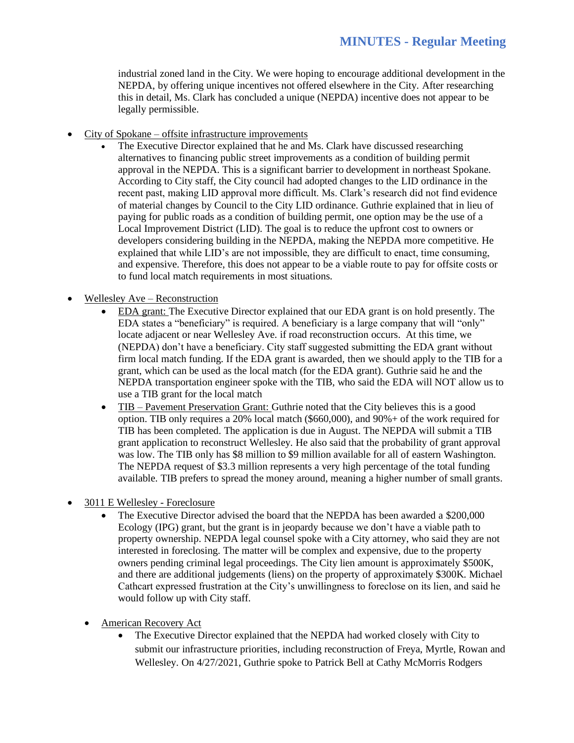industrial zoned land in the City. We were hoping to encourage additional development in the NEPDA, by offering unique incentives not offered elsewhere in the City. After researching this in detail, Ms. Clark has concluded a unique (NEPDA) incentive does not appear to be legally permissible.

- City of Spokane – offsite infrastructure improvements
    - The Executive Director explained that he and Ms. Clark have discussed researching alternatives to financing public street improvements as a condition of building permit approval in the NEPDA. This is a significant barrier to development in northeast Spokane. According to City staff, the City council had adopted changes to the LID ordinance in the recent past, making LID approval more difficult. Ms. Clark's research did not find evidence of material changes by Council to the City LID ordinance. Guthrie explained that in lieu of paying for public roads as a condition of building permit, one option may be the use of a Local Improvement District (LID). The goal is to reduce the upfront cost to owners or developers considering building in the NEPDA, making the NEPDA more competitive. He explained that while LID's are not impossible, they are difficult to enact, time consuming, and expensive. Therefore, this does not appear to be a viable route to pay for offsite costs or to fund local match requirements in most situations.

- Wellesley Ave – Reconstruction
    - EDA grant: The Executive Director explained that our EDA grant is on hold presently. The EDA states a "beneficiary" is required. A beneficiary is a large company that will "only" locate adjacent or near Wellesley Ave. if road reconstruction occurs. At this time, we (NEPDA) don't have a beneficiary. City staff suggested submitting the EDA grant without firm local match funding. If the EDA grant is awarded, then we should apply to the TIB for a grant, which can be used as the local match (for the EDA grant). Guthrie said he and the NEPDA transportation engineer spoke with the TIB, who said the EDA will NOT allow us to use a TIB grant for the local match
    - TIB – Pavement Preservation Grant: Guthrie noted that the City believes this is a good option. TIB only requires a 20% local match ($660,000), and 90%+ of the work required for TIB has been completed. The application is due in August. The NEPDA will submit a TIB grant application to reconstruct Wellesley. He also said that the probability of grant approval was low. The TIB only has $8 million to $9 million available for all of eastern Washington. The NEPDA request of $3.3 million represents a very high percentage of the total funding available. TIB prefers to spread the money around, meaning a higher number of small grants.

- 3011 E Wellesley - Foreclosure
    - The Executive Director advised the board that the NEPDA has been awarded a $200,000 Ecology (IPG) grant, but the grant is in jeopardy because we don't have a viable path to property ownership. NEPDA legal counsel spoke with a City attorney, who said they are not interested in foreclosing. The matter will be complex and expensive, due to the property owners pending criminal legal proceedings. The City lien amount is approximately $500K, and there are additional judgements (liens) on the property of approximately $300K. Michael Cathcart expressed frustration at the City's unwillingness to foreclose on its lien, and said he would follow up with City staff.

- American Recovery Act
    - The Executive Director explained that the NEPDA had worked closely with City to submit our infrastructure priorities, including reconstruction of Freya, Myrtle, Rowan and Wellesley. On 4/27/2021, Guthrie spoke to Patrick Bell at Cathy McMorris Rodgers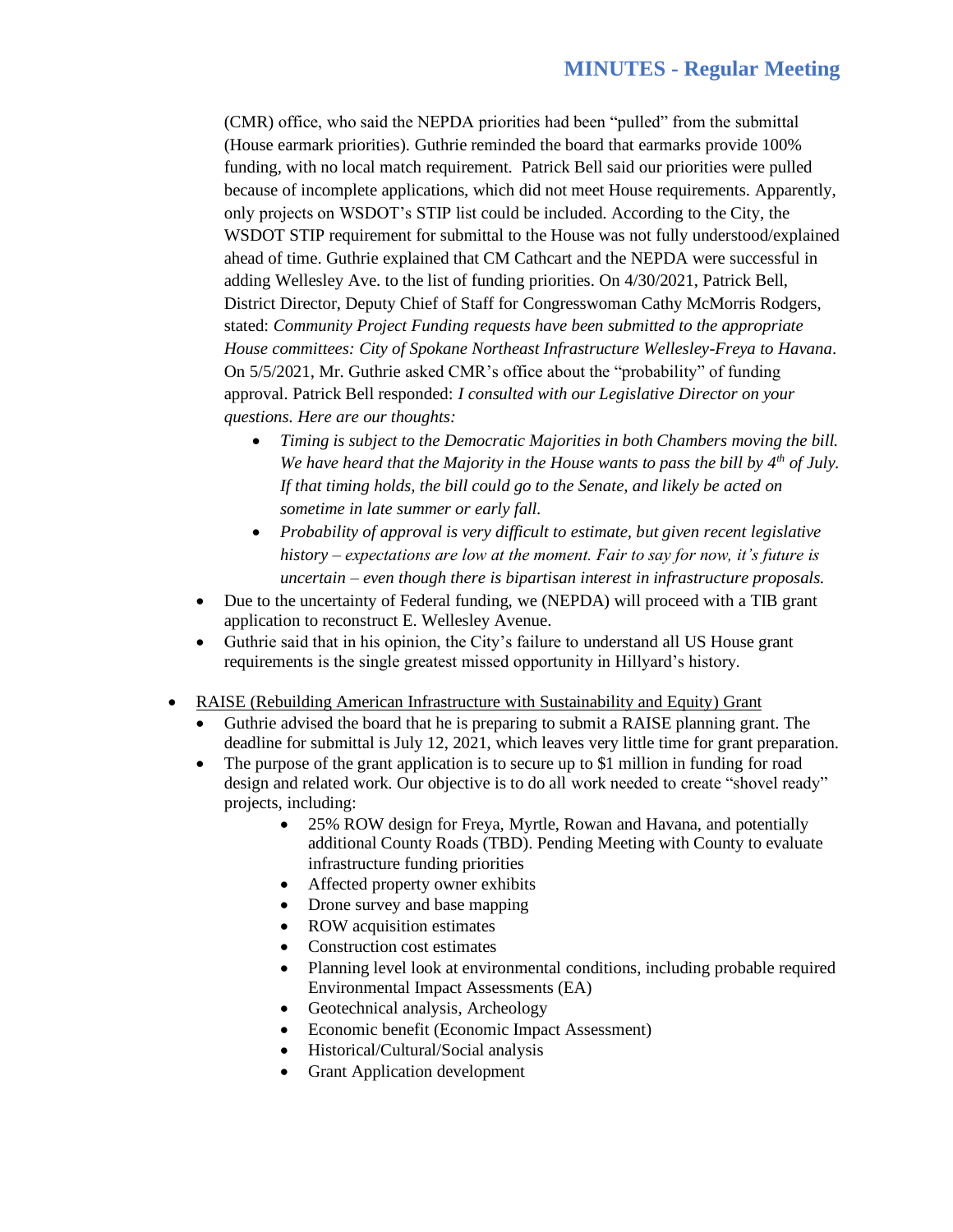(CMR) office, who said the NEPDA priorities had been "pulled" from the submittal (House earmark priorities). Guthrie reminded the board that earmarks provide 100% funding, with no local match requirement. Patrick Bell said our priorities were pulled because of incomplete applications, which did not meet House requirements. Apparently, only projects on WSDOT's STIP list could be included. According to the City, the WSDOT STIP requirement for submittal to the House was not fully understood/explained ahead of time. Guthrie explained that CM Cathcart and the NEPDA were successful in adding Wellesley Ave. to the list of funding priorities. On 4/30/2021, Patrick Bell, District Director, Deputy Chief of Staff for Congresswoman Cathy McMorris Rodgers, stated: *Community Project Funding requests have been submitted to the appropriate House committees: City of Spokane Northeast Infrastructure Wellesley-Freya to Havana*. On 5/5/2021, Mr. Guthrie asked CMR's office about the "probability" of funding approval. Patrick Bell responded: *I consulted with our Legislative Director on your questions. Here are our thoughts:*

  - *Timing is subject to the Democratic Majorities in both Chambers moving the bill. We have heard that the Majority in the House wants to pass the bill by 4th of July. If that timing holds, the bill could go to the Senate, and likely be acted on sometime in late summer or early fall.*
  - *Probability of approval is very difficult to estimate, but given recent legislative history – expectations are low at the moment. Fair to say for now, it's future is uncertain – even though there is bipartisan interest in infrastructure proposals.*

- Due to the uncertainty of Federal funding, we (NEPDA) will proceed with a TIB grant application to reconstruct E. Wellesley Avenue.
- Guthrie said that in his opinion, the City's failure to understand all US House grant requirements is the single greatest missed opportunity in Hillyard's history.

- RAISE (Rebuilding American Infrastructure with Sustainability and Equity) Grant
  - Guthrie advised the board that he is preparing to submit a RAISE planning grant. The deadline for submittal is July 12, 2021, which leaves very little time for grant preparation.
  - The purpose of the grant application is to secure up to $1 million in funding for road design and related work. Our objective is to do all work needed to create "shovel ready" projects, including:
    - 25% ROW design for Freya, Myrtle, Rowan and Havana, and potentially additional County Roads (TBD). Pending Meeting with County to evaluate infrastructure funding priorities
    - Affected property owner exhibits
    - Drone survey and base mapping
    - ROW acquisition estimates
    - Construction cost estimates
    - Planning level look at environmental conditions, including probable required Environmental Impact Assessments (EA)
    - Geotechnical analysis, Archeology
    - Economic benefit (Economic Impact Assessment)
    - Historical/Cultural/Social analysis
    - Grant Application development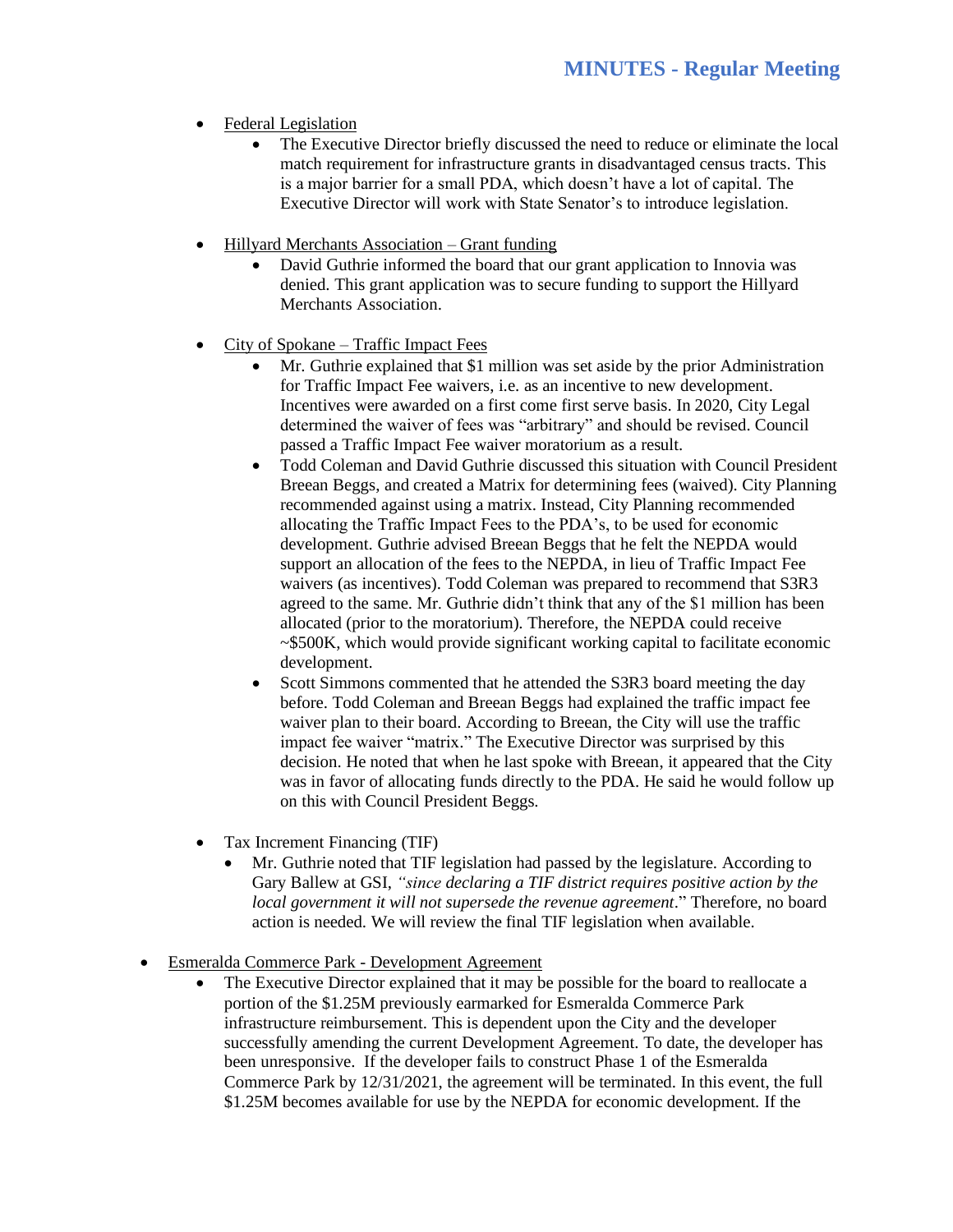- Federal Legislation
  - The Executive Director briefly discussed the need to reduce or eliminate the local match requirement for infrastructure grants in disadvantaged census tracts. This is a major barrier for a small PDA, which doesn't have a lot of capital. The Executive Director will work with State Senator's to introduce legislation.

- Hillyard Merchants Association – Grant funding
  - David Guthrie informed the board that our grant application to Innovia was denied. This grant application was to secure funding to support the Hillyard Merchants Association.

- City of Spokane – Traffic Impact Fees
  - Mr. Guthrie explained that $1 million was set aside by the prior Administration for Traffic Impact Fee waivers, i.e. as an incentive to new development. Incentives were awarded on a first come first serve basis. In 2020, City Legal determined the waiver of fees was "arbitrary" and should be revised. Council passed a Traffic Impact Fee waiver moratorium as a result.
  - Todd Coleman and David Guthrie discussed this situation with Council President Breean Beggs, and created a Matrix for determining fees (waived). City Planning recommended against using a matrix. Instead, City Planning recommended allocating the Traffic Impact Fees to the PDA's, to be used for economic development. Guthrie advised Breean Beggs that he felt the NEPDA would support an allocation of the fees to the NEPDA, in lieu of Traffic Impact Fee waivers (as incentives). Todd Coleman was prepared to recommend that S3R3 agreed to the same. Mr. Guthrie didn't think that any of the $1 million has been allocated (prior to the moratorium). Therefore, the NEPDA could receive ~$500K, which would provide significant working capital to facilitate economic development.
  - Scott Simmons commented that he attended the S3R3 board meeting the day before. Todd Coleman and Breean Beggs had explained the traffic impact fee waiver plan to their board. According to Breean, the City will use the traffic impact fee waiver "matrix." The Executive Director was surprised by this decision. He noted that when he last spoke with Breean, it appeared that the City was in favor of allocating funds directly to the PDA. He said he would follow up on this with Council President Beggs.

- Tax Increment Financing (TIF)
  - Mr. Guthrie noted that TIF legislation had passed by the legislature. According to Gary Ballew at GSI, *"since declaring a TIF district requires positive action by the local government it will not supersede the revenue agreement*." Therefore, no board action is needed. We will review the final TIF legislation when available.

- Esmeralda Commerce Park - Development Agreement
  - The Executive Director explained that it may be possible for the board to reallocate a portion of the $1.25M previously earmarked for Esmeralda Commerce Park infrastructure reimbursement. This is dependent upon the City and the developer successfully amending the current Development Agreement. To date, the developer has been unresponsive. If the developer fails to construct Phase 1 of the Esmeralda Commerce Park by 12/31/2021, the agreement will be terminated. In this event, the full $1.25M becomes available for use by the NEPDA for economic development. If the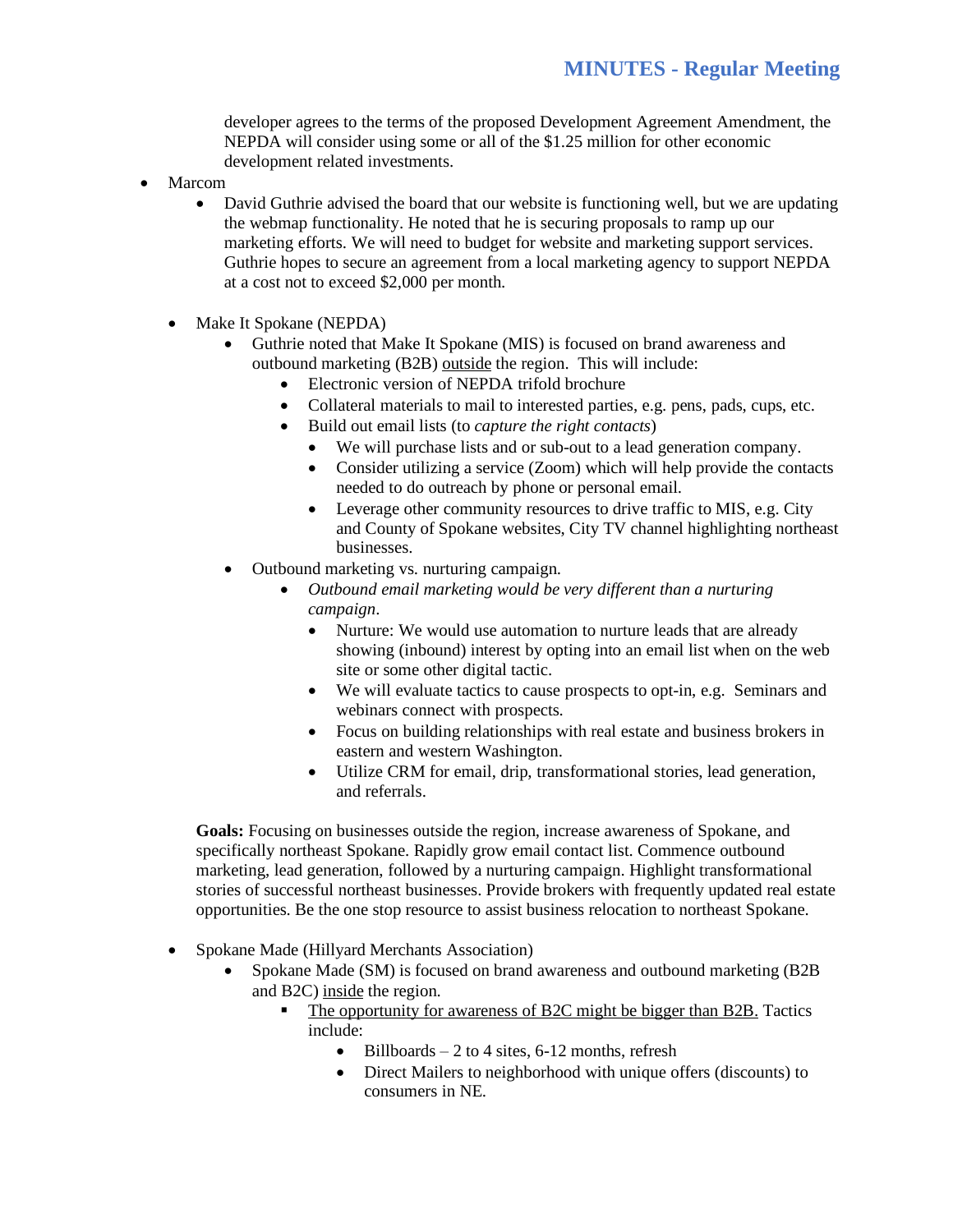developer agrees to the terms of the proposed Development Agreement Amendment, the NEPDA will consider using some or all of the $1.25 million for other economic development related investments.

- Marcom
  - David Guthrie advised the board that our website is functioning well, but we are updating the webmap functionality. He noted that he is securing proposals to ramp up our marketing efforts. We will need to budget for website and marketing support services. Guthrie hopes to secure an agreement from a local marketing agency to support NEPDA at a cost not to exceed $2,000 per month.

  - Make It Spokane (NEPDA)
    - Guthrie noted that Make It Spokane (MIS) is focused on brand awareness and outbound marketing (B2B) <u>outside</u> the region. This will include:
      - Electronic version of NEPDA trifold brochure
      - Collateral materials to mail to interested parties, e.g. pens, pads, cups, etc.
      - Build out email lists (to *capture the right contacts*)
        - We will purchase lists and or sub-out to a lead generation company.
        - Consider utilizing a service (Zoom) which will help provide the contacts needed to do outreach by phone or personal email.
        - Leverage other community resources to drive traffic to MIS, e.g. City and County of Spokane websites, City TV channel highlighting northeast businesses.
    - Outbound marketing vs. nurturing campaign.
      - *Outbound email marketing would be very different than a nurturing campaign*.
        - Nurture: We would use automation to nurture leads that are already showing (inbound) interest by opting into an email list when on the web site or some other digital tactic.
        - We will evaluate tactics to cause prospects to opt-in, e.g. Seminars and webinars connect with prospects.
        - Focus on building relationships with real estate and business brokers in eastern and western Washington.
        - Utilize CRM for email, drip, transformational stories, lead generation, and referrals.

  **Goals:** Focusing on businesses outside the region, increase awareness of Spokane, and specifically northeast Spokane. Rapidly grow email contact list. Commence outbound marketing, lead generation, followed by a nurturing campaign. Highlight transformational stories of successful northeast businesses. Provide brokers with frequently updated real estate opportunities. Be the one stop resource to assist business relocation to northeast Spokane.

  - Spokane Made (Hillyard Merchants Association)
    - Spokane Made (SM) is focused on brand awareness and outbound marketing (B2B and B2C) <u>inside</u> the region.
      - <u>The opportunity for awareness of B2C might be bigger than B2B.</u> Tactics include:
        - Billboards – 2 to 4 sites, 6-12 months, refresh
        - Direct Mailers to neighborhood with unique offers (discounts) to consumers in NE.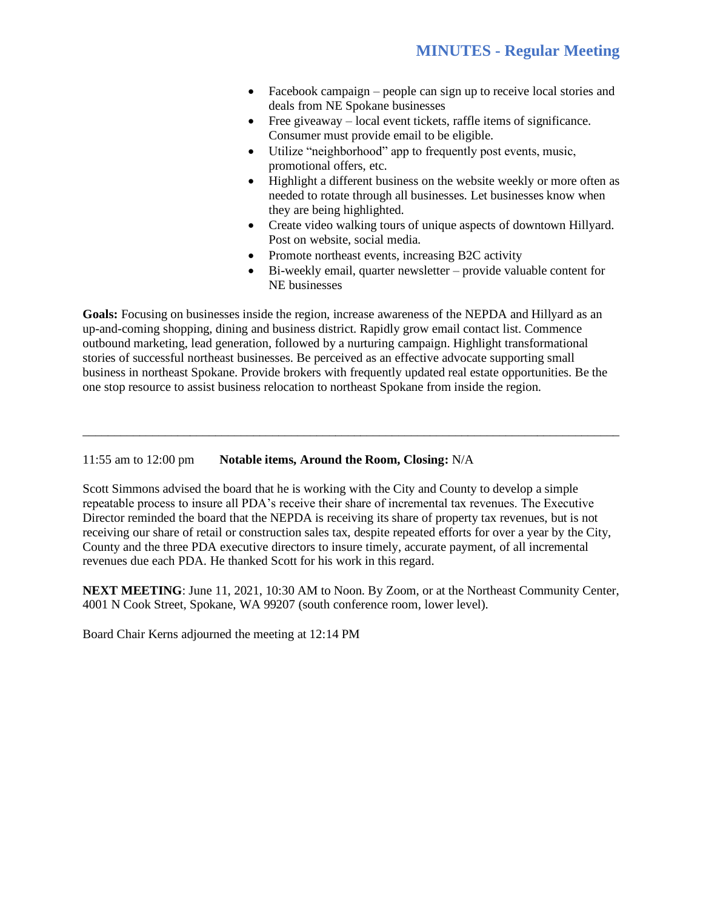- Facebook campaign – people can sign up to receive local stories and deals from NE Spokane businesses
- Free giveaway – local event tickets, raffle items of significance. Consumer must provide email to be eligible.
- Utilize "neighborhood" app to frequently post events, music, promotional offers, etc.
- Highlight a different business on the website weekly or more often as needed to rotate through all businesses. Let businesses know when they are being highlighted.
- Create video walking tours of unique aspects of downtown Hillyard. Post on website, social media.
- Promote northeast events, increasing B2C activity
- Bi-weekly email, quarter newsletter – provide valuable content for NE businesses

**Goals:** Focusing on businesses inside the region, increase awareness of the NEPDA and Hillyard as an up-and-coming shopping, dining and business district. Rapidly grow email contact list. Commence outbound marketing, lead generation, followed by a nurturing campaign. Highlight transformational stories of successful northeast businesses. Be perceived as an effective advocate supporting small business in northeast Spokane. Provide brokers with frequently updated real estate opportunities. Be the one stop resource to assist business relocation to northeast Spokane from inside the region.

---

11:55 am to 12:00 pm **Notable items, Around the Room, Closing:** N/A

Scott Simmons advised the board that he is working with the City and County to develop a simple repeatable process to insure all PDA's receive their share of incremental tax revenues. The Executive Director reminded the board that the NEPDA is receiving its share of property tax revenues, but is not receiving our share of retail or construction sales tax, despite repeated efforts for over a year by the City, County and the three PDA executive directors to insure timely, accurate payment, of all incremental revenues due each PDA. He thanked Scott for his work in this regard.

**NEXT MEETING**: June 11, 2021, 10:30 AM to Noon. By Zoom, or at the Northeast Community Center, 4001 N Cook Street, Spokane, WA 99207 (south conference room, lower level).

Board Chair Kerns adjourned the meeting at 12:14 PM